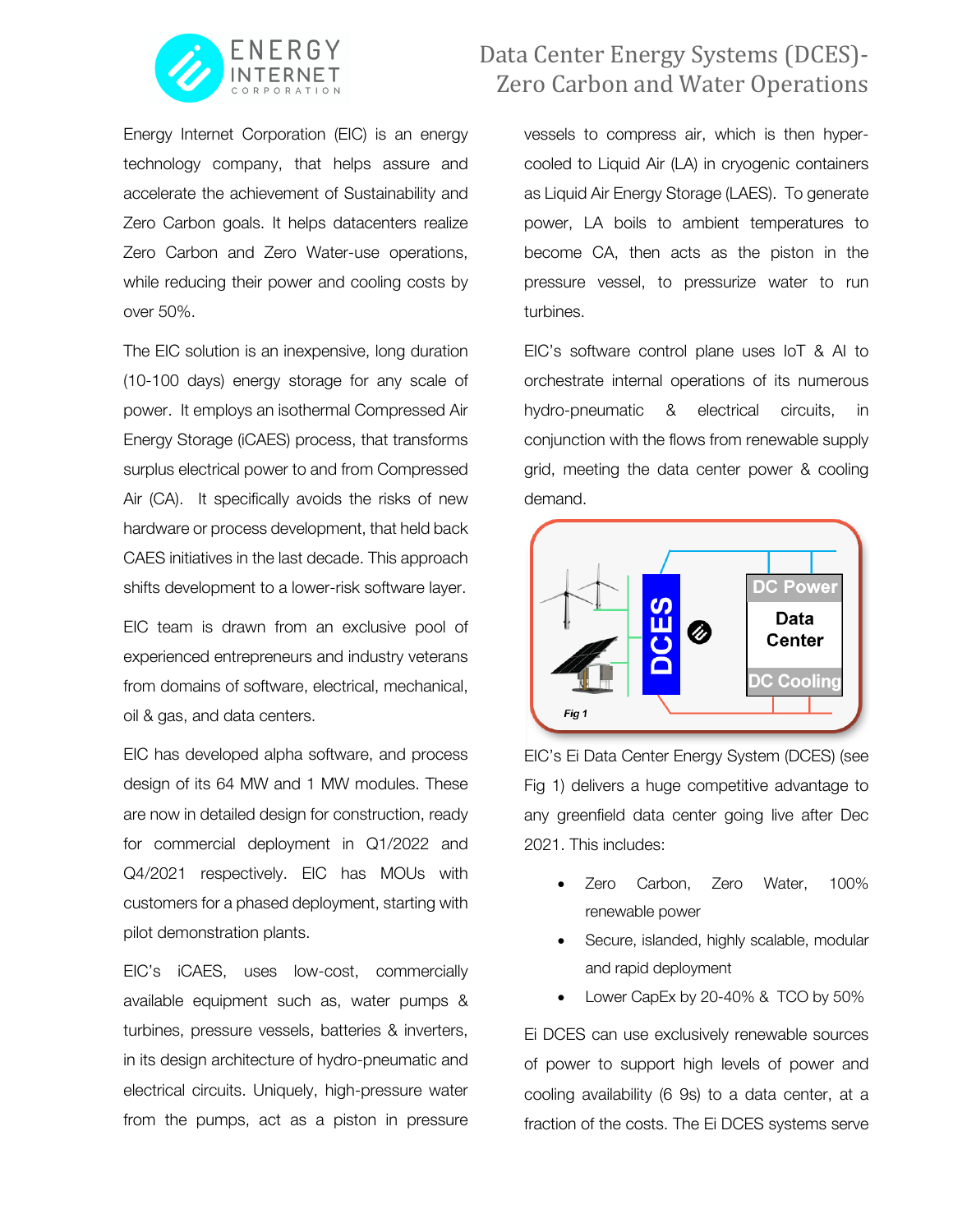# Data Center Energy Systems (DCES)- Zero Carbon and Water Operations

Energy Internet Corporation (EIC) is an energy technology company, that helps assure and accelerate the achievement of Sustainability and Zero Carbon goals. It helps datacenters realize Zero Carbon and Zero Water-use operations, while reducing their power and cooling costs by over 50%.

The EIC solution is an inexpensive, long duration (10-100 days) energy storage for any scale of power. It employs an isothermal Compressed Air Energy Storage (iCAES) process, that transforms surplus electrical power to and from Compressed Air (CA). It specifically avoids the risks of new hardware or process development, that held back CAES initiatives in the last decade. This approach shifts development to a lower-risk software layer.

EIC team is drawn from an exclusive pool of experienced entrepreneurs and industry veterans from domains of software, electrical, mechanical, oil & gas, and data centers.

EIC has developed alpha software, and process design of its 64 MW and 1 MW modules. These are now in detailed design for construction, ready for commercial deployment in Q1/2022 and Q4/2021 respectively. EIC has MOUs with customers for a phased deployment, starting with pilot demonstration plants.

EIC's iCAES, uses low-cost, commercially available equipment such as, water pumps & turbines, pressure vessels, batteries & inverters, in its design architecture of hydro-pneumatic and electrical circuits. Uniquely, high-pressure water from the pumps, act as a piston in pressure vessels to compress air, which is then hyper-cooled to Liquid Air (LA) in cryogenic containers as Liquid Air Energy Storage (LAES). To generate power, LA boils to ambient temperatures to become CA, then acts as the piston in the pressure vessel, to pressurize water to run turbines.

EIC's software control plane uses IoT & AI to orchestrate internal operations of its numerous hydro-pneumatic & electrical circuits, in conjunction with the flows from renewable supply grid, meeting the data center power & cooling demand.

DCES | DC Power | Data Center | DC Cooling

*Fig 1*

EIC's Ei Data Center Energy System (DCES) (see Fig 1) delivers a huge competitive advantage to any greenfield data center going live after Dec 2021. This includes:

- Zero Carbon, Zero Water, 100% renewable power
- Secure, islanded, highly scalable, modular and rapid deployment
- Lower CapEx by 20-40% & TCO by 50%

Ei DCES can use exclusively renewable sources of power to support high levels of power and cooling availability (6 9s) to a data center, at a fraction of the costs. The Ei DCES systems serve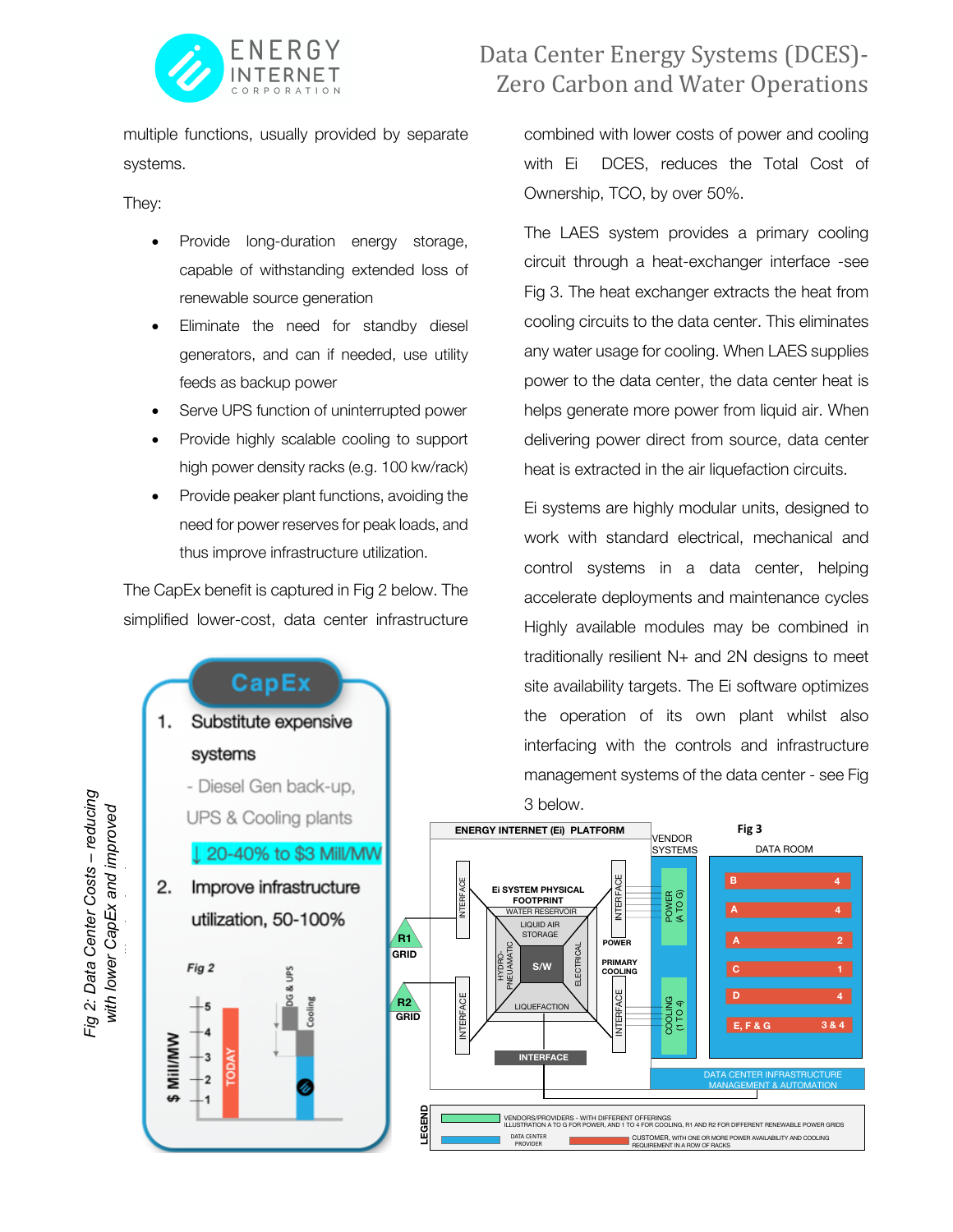multiple functions, usually provided by separate systems.

They:

- Provide long-duration energy storage, capable of withstanding extended loss of renewable source generation
- Eliminate the need for standby diesel generators, and can if needed, use utility feeds as backup power
- Serve UPS function of uninterrupted power
- Provide highly scalable cooling to support high power density racks (e.g. 100 kw/rack)
- Provide peaker plant functions, avoiding the need for power reserves for peak loads, and thus improve infrastructure utilization.

The CapEx benefit is captured in Fig 2 below. The simplified lower-cost, data center infrastructure combined with lower costs of power and cooling with Ei DCES, reduces the Total Cost of Ownership, TCO, by over 50%.

CapEx

1. Substitute expensive systems
   - Diesel Gen back-up, UPS & Cooling plants
   
   ↓ 20-40% to $3 Mill/MW
2. Improve infrastructure utilization, 50-100%

Fig 2

$ Mill/MW

5

4

3

2

1

TODAY

DG & UPS

Cooling

Fig 2: Data Center Costs – reducing with lower CapEx and improved

The LAES system provides a primary cooling circuit through a heat-exchanger interface -see Fig 3. The heat exchanger extracts the heat from cooling circuits to the data center. This eliminates any water usage for cooling. When LAES supplies power to the data center, the data center heat is helps generate more power from liquid air. When delivering power direct from source, data center heat is extracted in the air liquefaction circuits.

Ei systems are highly modular units, designed to work with standard electrical, mechanical and control systems in a data center, helping accelerate deployments and maintenance cycles Highly available modules may be combined in traditionally resilient N+ and 2N designs to meet site availability targets. The Ei software optimizes the operation of its own plant whilst also interfacing with the controls and infrastructure management systems of the data center - see Fig 3 below.

Fig 3

ENERGY INTERNET (Ei) PLATFORM

VENDOR SYSTEMS

DATA ROOM

R1 GRID

R2 GRID

INTERFACE

Ei SYSTEM PHYSICAL FOOTPRINT

WATER RESERVOIR

LIQUID AIR STORAGE

HYDRO-PNEUMATIC

S/W

ELECTRICAL

LIQUEFACTION

INTERFACE

POWER

PRIMARY COOLING

POWER (A TO G)

COOLING (1 TO 4)

B 4

A 4

A 2

C 1

D 4

E, F & G 3 & 4

DATA CENTER INFRASTRUCTURE MANAGEMENT & AUTOMATION

LEGEND

VENDORS/PROVIDERS - WITH DIFFERENT OFFERINGS ILLUSTRATION A TO G FOR POWER, AND 1 TO 4 FOR COOLING, R1 AND R2 FOR DIFFERENT RENEWABLE POWER GRIDS

DATA CENTER PROVIDER

CUSTOMER, WITH ONE OR MORE POWER AVAILABILITY AND COOLING REQUIREMENT IN A ROW OF RACKS